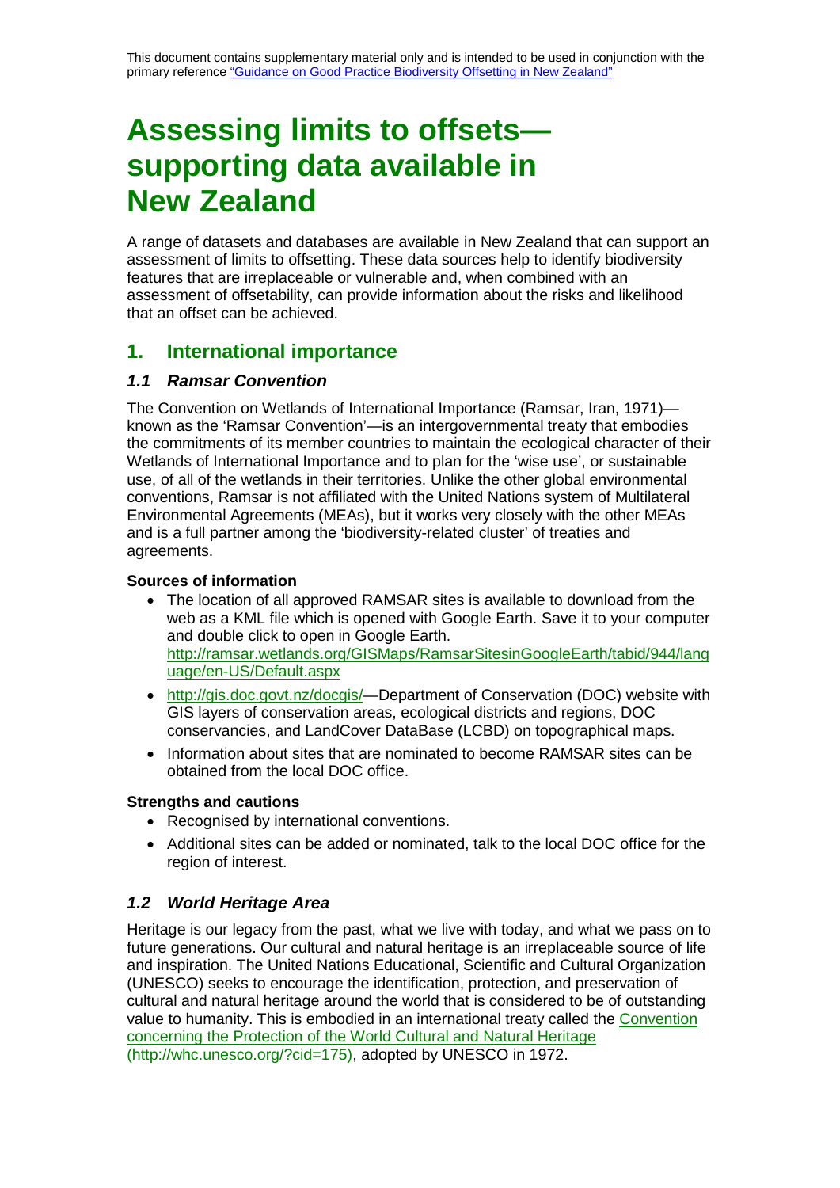This document contains supplementary material only and is intended to be used in conjunction with the primary reference "Guidance on Good Practice Biodiversity Offsetting in New Zealand"

# Assessing limits to offsets—supporting data available in New Zealand

A range of datasets and databases are available in New Zealand that can support an assessment of limits to offsetting. These data sources help to identify biodiversity features that are irreplaceable or vulnerable and, when combined with an assessment of offsetability, can provide information about the risks and likelihood that an offset can be achieved.

## 1. International importance

### *1.1 Ramsar Convention*

The Convention on Wetlands of International Importance (Ramsar, Iran, 1971)—known as the 'Ramsar Convention'—is an intergovernmental treaty that embodies the commitments of its member countries to maintain the ecological character of their Wetlands of International Importance and to plan for the 'wise use', or sustainable use, of all of the wetlands in their territories. Unlike the other global environmental conventions, Ramsar is not affiliated with the United Nations system of Multilateral Environmental Agreements (MEAs), but it works very closely with the other MEAs and is a full partner among the 'biodiversity-related cluster' of treaties and agreements.

**Sources of information**

- The location of all approved RAMSAR sites is available to download from the web as a KML file which is opened with Google Earth. Save it to your computer and double click to open in Google Earth. http://ramsar.wetlands.org/GISMaps/RamsarSitesinGoogleEarth/tabid/944/language/en-US/Default.aspx
- http://gis.doc.govt.nz/docgis/—Department of Conservation (DOC) website with GIS layers of conservation areas, ecological districts and regions, DOC conservancies, and LandCover DataBase (LCBD) on topographical maps.
- Information about sites that are nominated to become RAMSAR sites can be obtained from the local DOC office.

**Strengths and cautions**

- Recognised by international conventions.
- Additional sites can be added or nominated, talk to the local DOC office for the region of interest.

### *1.2 World Heritage Area*

Heritage is our legacy from the past, what we live with today, and what we pass on to future generations. Our cultural and natural heritage is an irreplaceable source of life and inspiration. The United Nations Educational, Scientific and Cultural Organization (UNESCO) seeks to encourage the identification, protection, and preservation of cultural and natural heritage around the world that is considered to be of outstanding value to humanity. This is embodied in an international treaty called the Convention concerning the Protection of the World Cultural and Natural Heritage (http://whc.unesco.org/?cid=175), adopted by UNESCO in 1972.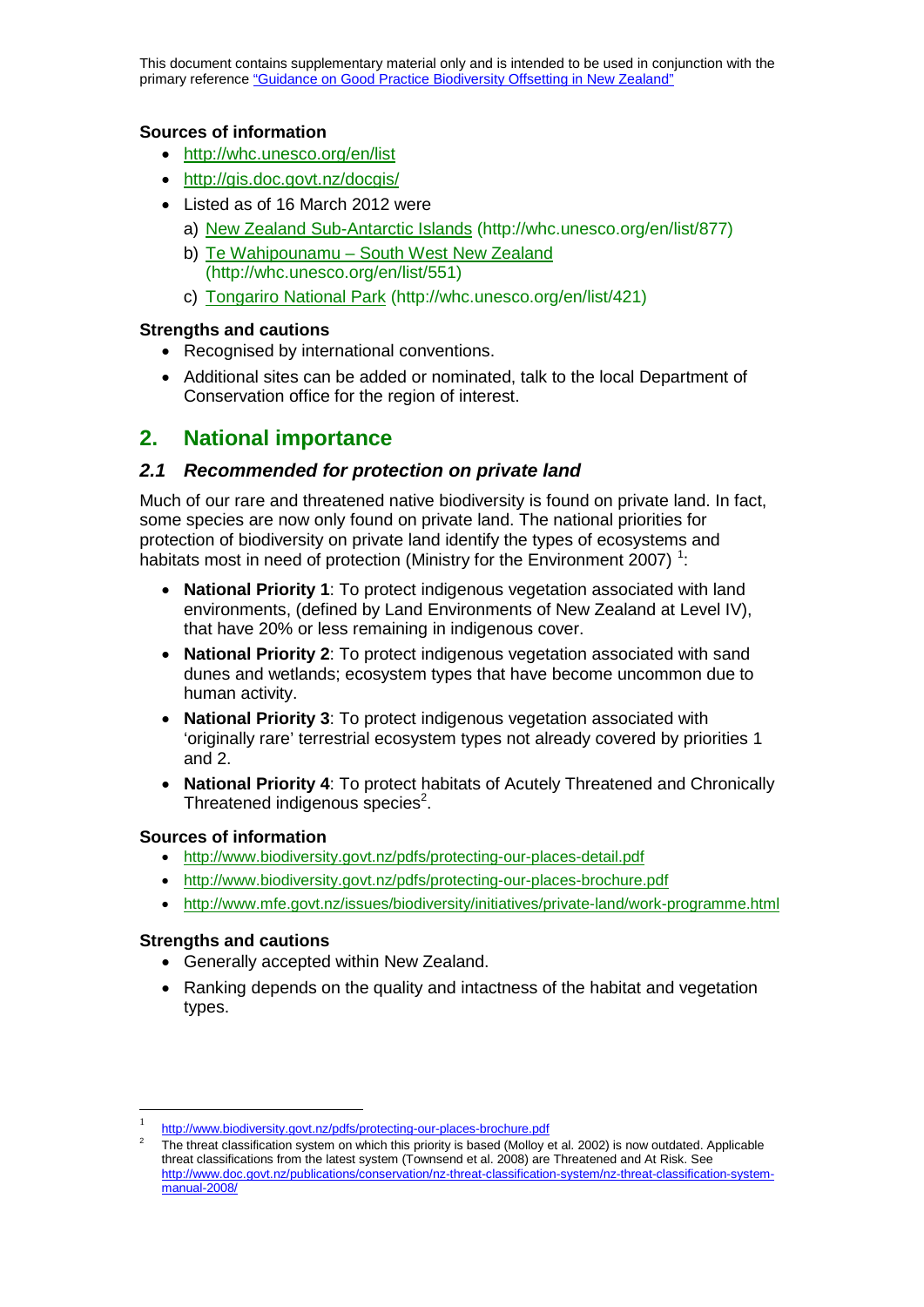### Sources of information

- http://whc.unesco.org/en/list
- http://gis.doc.govt.nz/docgis/
- Listed as of 16 March 2012 were
  a) New Zealand Sub-Antarctic Islands (http://whc.unesco.org/en/list/877)
  b) Te Wahipounamu – South West New Zealand (http://whc.unesco.org/en/list/551)
  c) Tongariro National Park (http://whc.unesco.org/en/list/421)

### Strengths and cautions

- Recognised by international conventions.
- Additional sites can be added or nominated, talk to the local Department of Conservation office for the region of interest.

## 2. National importance

### *2.1 Recommended for protection on private land*

Much of our rare and threatened native biodiversity is found on private land. In fact, some species are now only found on private land. The national priorities for protection of biodiversity on private land identify the types of ecosystems and habitats most in need of protection (Ministry for the Environment 2007) [1]:

- **National Priority 1**: To protect indigenous vegetation associated with land environments, (defined by Land Environments of New Zealand at Level IV), that have 20% or less remaining in indigenous cover.
- **National Priority 2**: To protect indigenous vegetation associated with sand dunes and wetlands; ecosystem types that have become uncommon due to human activity.
- **National Priority 3**: To protect indigenous vegetation associated with 'originally rare' terrestrial ecosystem types not already covered by priorities 1 and 2.
- **National Priority 4**: To protect habitats of Acutely Threatened and Chronically Threatened indigenous species[2].

### Sources of information

- http://www.biodiversity.govt.nz/pdfs/protecting-our-places-detail.pdf
- http://www.biodiversity.govt.nz/pdfs/protecting-our-places-brochure.pdf
- http://www.mfe.govt.nz/issues/biodiversity/initiatives/private-land/work-programme.html

### Strengths and cautions

- Generally accepted within New Zealand.
- Ranking depends on the quality and intactness of the habitat and vegetation types.

---

[1] http://www.biodiversity.govt.nz/pdfs/protecting-our-places-brochure.pdf

[2] The threat classification system on which this priority is based (Molloy et al. 2002) is now outdated. Applicable threat classifications from the latest system (Townsend et al. 2008) are Threatened and At Risk. See http://www.doc.govt.nz/publications/conservation/nz-threat-classification-system/nz-threat-classification-system-manual-2008/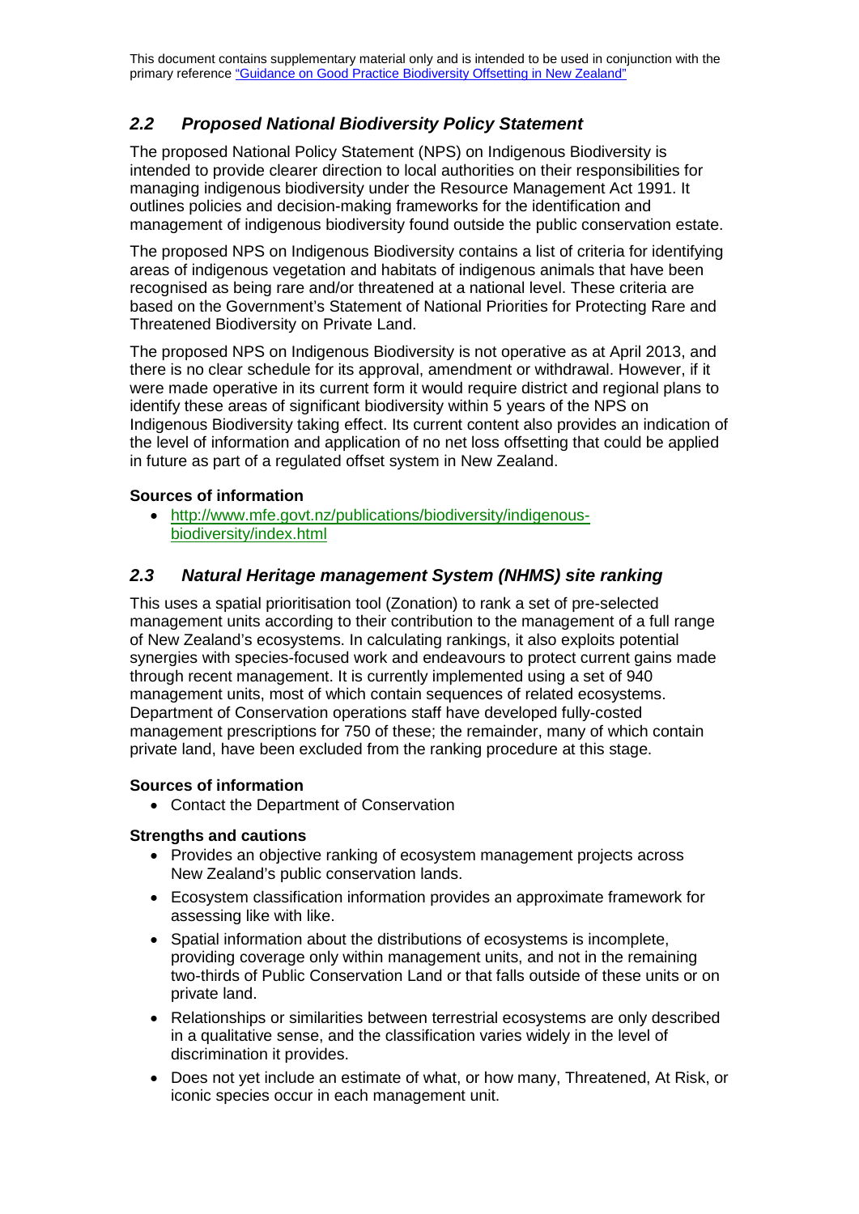This document contains supplementary material only and is intended to be used in conjunction with the primary reference "Guidance on Good Practice Biodiversity Offsetting in New Zealand"

## *2.2 Proposed National Biodiversity Policy Statement*

The proposed National Policy Statement (NPS) on Indigenous Biodiversity is intended to provide clearer direction to local authorities on their responsibilities for managing indigenous biodiversity under the Resource Management Act 1991. It outlines policies and decision-making frameworks for the identification and management of indigenous biodiversity found outside the public conservation estate.

The proposed NPS on Indigenous Biodiversity contains a list of criteria for identifying areas of indigenous vegetation and habitats of indigenous animals that have been recognised as being rare and/or threatened at a national level. These criteria are based on the Government's Statement of National Priorities for Protecting Rare and Threatened Biodiversity on Private Land.

The proposed NPS on Indigenous Biodiversity is not operative as at April 2013, and there is no clear schedule for its approval, amendment or withdrawal. However, if it were made operative in its current form it would require district and regional plans to identify these areas of significant biodiversity within 5 years of the NPS on Indigenous Biodiversity taking effect. Its current content also provides an indication of the level of information and application of no net loss offsetting that could be applied in future as part of a regulated offset system in New Zealand.

**Sources of information**

- http://www.mfe.govt.nz/publications/biodiversity/indigenous-biodiversity/index.html

## *2.3 Natural Heritage management System (NHMS) site ranking*

This uses a spatial prioritisation tool (Zonation) to rank a set of pre-selected management units according to their contribution to the management of a full range of New Zealand's ecosystems. In calculating rankings, it also exploits potential synergies with species-focused work and endeavours to protect current gains made through recent management. It is currently implemented using a set of 940 management units, most of which contain sequences of related ecosystems. Department of Conservation operations staff have developed fully-costed management prescriptions for 750 of these; the remainder, many of which contain private land, have been excluded from the ranking procedure at this stage.

**Sources of information**

- Contact the Department of Conservation

**Strengths and cautions**

- Provides an objective ranking of ecosystem management projects across New Zealand's public conservation lands.
- Ecosystem classification information provides an approximate framework for assessing like with like.
- Spatial information about the distributions of ecosystems is incomplete, providing coverage only within management units, and not in the remaining two-thirds of Public Conservation Land or that falls outside of these units or on private land.
- Relationships or similarities between terrestrial ecosystems are only described in a qualitative sense, and the classification varies widely in the level of discrimination it provides.
- Does not yet include an estimate of what, or how many, Threatened, At Risk, or iconic species occur in each management unit.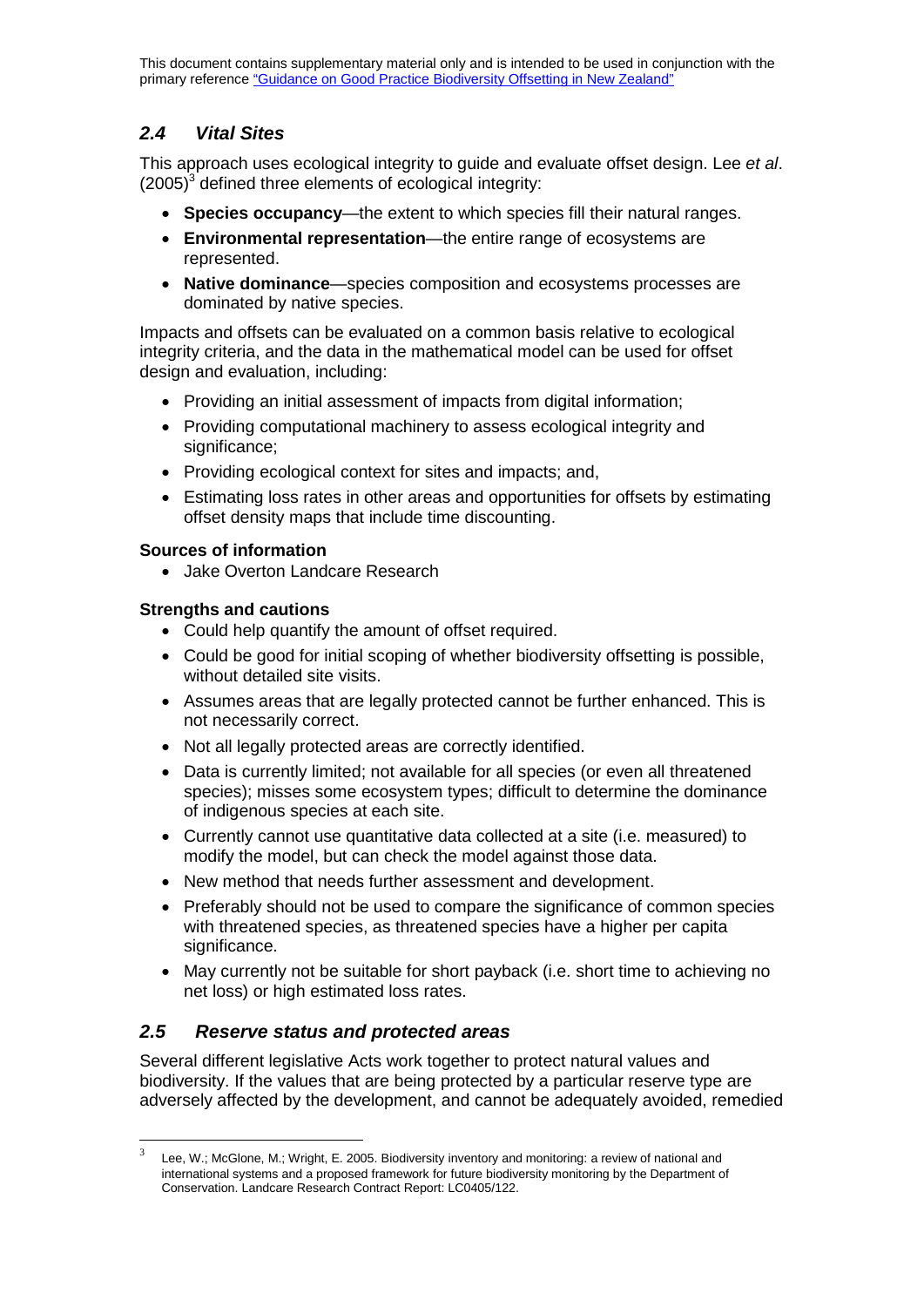This document contains supplementary material only and is intended to be used in conjunction with the primary reference "Guidance on Good Practice Biodiversity Offsetting in New Zealand"

## *2.4 Vital Sites*

This approach uses ecological integrity to guide and evaluate offset design. Lee *et al*. (2005)[3] defined three elements of ecological integrity:

- **Species occupancy**—the extent to which species fill their natural ranges.
- **Environmental representation**—the entire range of ecosystems are represented.
- **Native dominance**—species composition and ecosystems processes are dominated by native species.

Impacts and offsets can be evaluated on a common basis relative to ecological integrity criteria, and the data in the mathematical model can be used for offset design and evaluation, including:

- Providing an initial assessment of impacts from digital information;
- Providing computational machinery to assess ecological integrity and significance;
- Providing ecological context for sites and impacts; and,
- Estimating loss rates in other areas and opportunities for offsets by estimating offset density maps that include time discounting.

**Sources of information**

- Jake Overton Landcare Research

**Strengths and cautions**

- Could help quantify the amount of offset required.
- Could be good for initial scoping of whether biodiversity offsetting is possible, without detailed site visits.
- Assumes areas that are legally protected cannot be further enhanced. This is not necessarily correct.
- Not all legally protected areas are correctly identified.
- Data is currently limited; not available for all species (or even all threatened species); misses some ecosystem types; difficult to determine the dominance of indigenous species at each site.
- Currently cannot use quantitative data collected at a site (i.e. measured) to modify the model, but can check the model against those data.
- New method that needs further assessment and development.
- Preferably should not be used to compare the significance of common species with threatened species, as threatened species have a higher per capita significance.
- May currently not be suitable for short payback (i.e. short time to achieving no net loss) or high estimated loss rates.

## *2.5 Reserve status and protected areas*

Several different legislative Acts work together to protect natural values and biodiversity. If the values that are being protected by a particular reserve type are adversely affected by the development, and cannot be adequately avoided, remedied

[3] Lee, W.; McGlone, M.; Wright, E. 2005. Biodiversity inventory and monitoring: a review of national and international systems and a proposed framework for future biodiversity monitoring by the Department of Conservation. Landcare Research Contract Report: LC0405/122.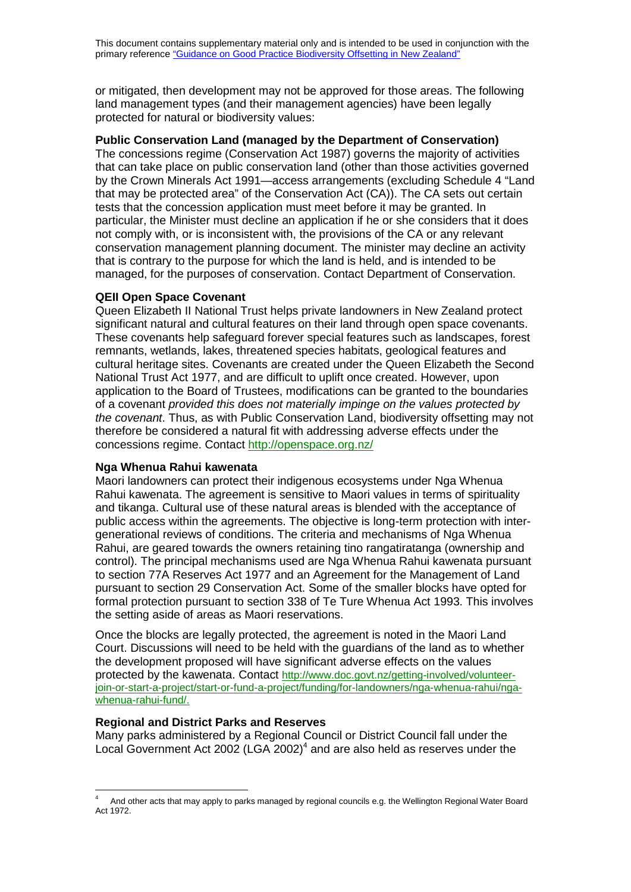or mitigated, then development may not be approved for those areas. The following land management types (and their management agencies) have been legally protected for natural or biodiversity values:

**Public Conservation Land (managed by the Department of Conservation)**

The concessions regime (Conservation Act 1987) governs the majority of activities that can take place on public conservation land (other than those activities governed by the Crown Minerals Act 1991—access arrangements (excluding Schedule 4 "Land that may be protected area" of the Conservation Act (CA)). The CA sets out certain tests that the concession application must meet before it may be granted. In particular, the Minister must decline an application if he or she considers that it does not comply with, or is inconsistent with, the provisions of the CA or any relevant conservation management planning document. The minister may decline an activity that is contrary to the purpose for which the land is held, and is intended to be managed, for the purposes of conservation. Contact Department of Conservation.

**QEII Open Space Covenant**

Queen Elizabeth II National Trust helps private landowners in New Zealand protect significant natural and cultural features on their land through open space covenants. These covenants help safeguard forever special features such as landscapes, forest remnants, wetlands, lakes, threatened species habitats, geological features and cultural heritage sites. Covenants are created under the Queen Elizabeth the Second National Trust Act 1977, and are difficult to uplift once created. However, upon application to the Board of Trustees, modifications can be granted to the boundaries of a covenant *provided this does not materially impinge on the values protected by the covenant*. Thus, as with Public Conservation Land, biodiversity offsetting may not therefore be considered a natural fit with addressing adverse effects under the concessions regime. Contact http://openspace.org.nz/

**Nga Whenua Rahui kawenata**

Maori landowners can protect their indigenous ecosystems under Nga Whenua Rahui kawenata. The agreement is sensitive to Maori values in terms of spirituality and tikanga. Cultural use of these natural areas is blended with the acceptance of public access within the agreements. The objective is long-term protection with inter-generational reviews of conditions. The criteria and mechanisms of Nga Whenua Rahui, are geared towards the owners retaining tino rangatiratanga (ownership and control). The principal mechanisms used are Nga Whenua Rahui kawenata pursuant to section 77A Reserves Act 1977 and an Agreement for the Management of Land pursuant to section 29 Conservation Act. Some of the smaller blocks have opted for formal protection pursuant to section 338 of Te Ture Whenua Act 1993. This involves the setting aside of areas as Maori reservations.

Once the blocks are legally protected, the agreement is noted in the Maori Land Court. Discussions will need to be held with the guardians of the land as to whether the development proposed will have significant adverse effects on the values protected by the kawenata. Contact http://www.doc.govt.nz/getting-involved/volunteer-join-or-start-a-project/start-or-fund-a-project/funding/for-landowners/nga-whenua-rahui/nga-whenua-rahui-fund/.

**Regional and District Parks and Reserves**

Many parks administered by a Regional Council or District Council fall under the Local Government Act 2002 (LGA 2002)[4] and are also held as reserves under the

[4] And other acts that may apply to parks managed by regional councils e.g. the Wellington Regional Water Board Act 1972.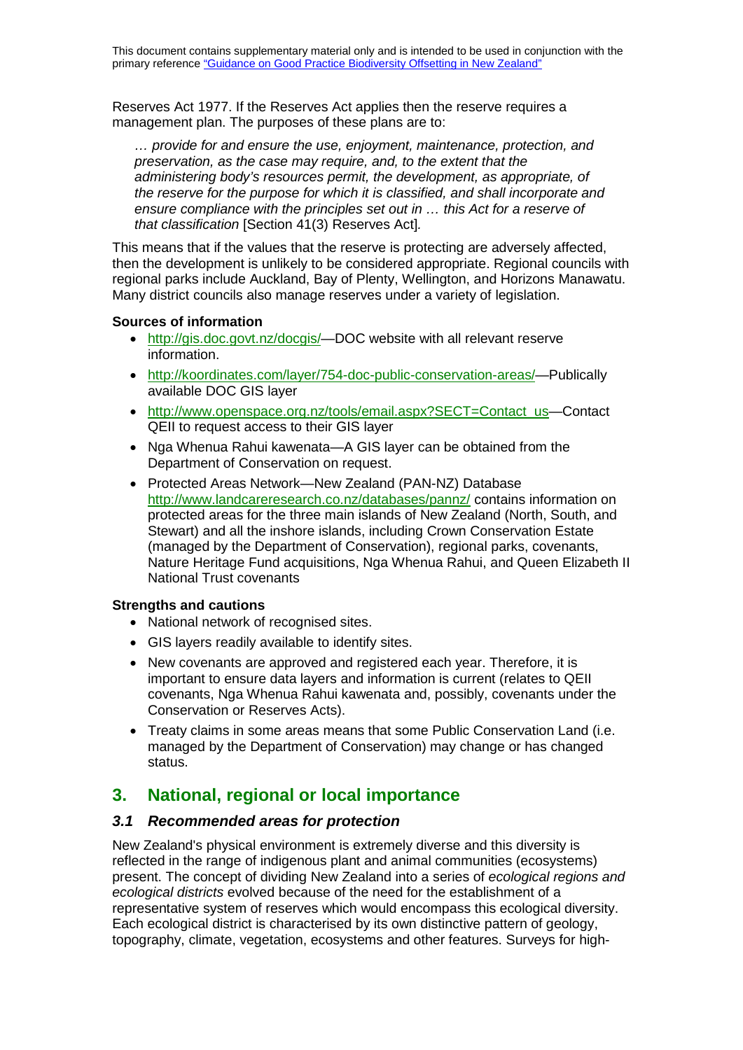Reserves Act 1977. If the Reserves Act applies then the reserve requires a management plan. The purposes of these plans are to:

> *… provide for and ensure the use, enjoyment, maintenance, protection, and preservation, as the case may require, and, to the extent that the administering body's resources permit, the development, as appropriate, of the reserve for the purpose for which it is classified, and shall incorporate and ensure compliance with the principles set out in … this Act for a reserve of that classification* [Section 41(3) Reserves Act].

This means that if the values that the reserve is protecting are adversely affected, then the development is unlikely to be considered appropriate. Regional councils with regional parks include Auckland, Bay of Plenty, Wellington, and Horizons Manawatu. Many district councils also manage reserves under a variety of legislation.

**Sources of information**

- http://gis.doc.govt.nz/docgis/—DOC website with all relevant reserve information.
- http://koordinates.com/layer/754-doc-public-conservation-areas/—Publically available DOC GIS layer
- http://www.openspace.org.nz/tools/email.aspx?SECT=Contact_us—Contact QEII to request access to their GIS layer
- Nga Whenua Rahui kawenata—A GIS layer can be obtained from the Department of Conservation on request.
- Protected Areas Network—New Zealand (PAN-NZ) Database http://www.landcareresearch.co.nz/databases/pannz/ contains information on protected areas for the three main islands of New Zealand (North, South, and Stewart) and all the inshore islands, including Crown Conservation Estate (managed by the Department of Conservation), regional parks, covenants, Nature Heritage Fund acquisitions, Nga Whenua Rahui, and Queen Elizabeth II National Trust covenants

**Strengths and cautions**

- National network of recognised sites.
- GIS layers readily available to identify sites.
- New covenants are approved and registered each year. Therefore, it is important to ensure data layers and information is current (relates to QEII covenants, Nga Whenua Rahui kawenata and, possibly, covenants under the Conservation or Reserves Acts).
- Treaty claims in some areas means that some Public Conservation Land (i.e. managed by the Department of Conservation) may change or has changed status.

## 3. National, regional or local importance

### *3.1 Recommended areas for protection*

New Zealand's physical environment is extremely diverse and this diversity is reflected in the range of indigenous plant and animal communities (ecosystems) present. The concept of dividing New Zealand into a series of *ecological regions and ecological districts* evolved because of the need for the establishment of a representative system of reserves which would encompass this ecological diversity. Each ecological district is characterised by its own distinctive pattern of geology, topography, climate, vegetation, ecosystems and other features. Surveys for high-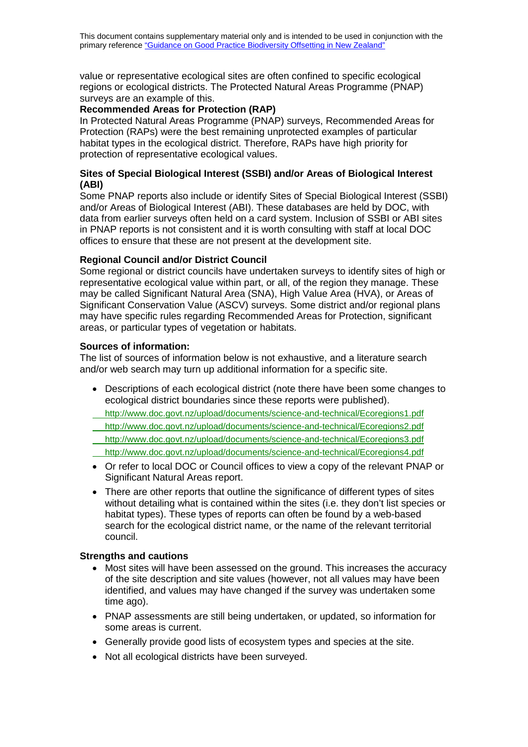value or representative ecological sites are often confined to specific ecological regions or ecological districts. The Protected Natural Areas Programme (PNAP) surveys are an example of this.

**Recommended Areas for Protection (RAP)**

In Protected Natural Areas Programme (PNAP) surveys, Recommended Areas for Protection (RAPs) were the best remaining unprotected examples of particular habitat types in the ecological district. Therefore, RAPs have high priority for protection of representative ecological values.

**Sites of Special Biological Interest (SSBI) and/or Areas of Biological Interest (ABI)**

Some PNAP reports also include or identify Sites of Special Biological Interest (SSBI) and/or Areas of Biological Interest (ABI). These databases are held by DOC, with data from earlier surveys often held on a card system. Inclusion of SSBI or ABI sites in PNAP reports is not consistent and it is worth consulting with staff at local DOC offices to ensure that these are not present at the development site.

**Regional Council and/or District Council**

Some regional or district councils have undertaken surveys to identify sites of high or representative ecological value within part, or all, of the region they manage. These may be called Significant Natural Area (SNA), High Value Area (HVA), or Areas of Significant Conservation Value (ASCV) surveys. Some district and/or regional plans may have specific rules regarding Recommended Areas for Protection, significant areas, or particular types of vegetation or habitats.

**Sources of information:**

The list of sources of information below is not exhaustive, and a literature search and/or web search may turn up additional information for a specific site.

- Descriptions of each ecological district (note there have been some changes to ecological district boundaries since these reports were published).
  http://www.doc.govt.nz/upload/documents/science-and-technical/Ecoregions1.pdf
  http://www.doc.govt.nz/upload/documents/science-and-technical/Ecoregions2.pdf
  http://www.doc.govt.nz/upload/documents/science-and-technical/Ecoregions3.pdf
  http://www.doc.govt.nz/upload/documents/science-and-technical/Ecoregions4.pdf
- Or refer to local DOC or Council offices to view a copy of the relevant PNAP or Significant Natural Areas report.
- There are other reports that outline the significance of different types of sites without detailing what is contained within the sites (i.e. they don't list species or habitat types). These types of reports can often be found by a web-based search for the ecological district name, or the name of the relevant territorial council.

**Strengths and cautions**

- Most sites will have been assessed on the ground. This increases the accuracy of the site description and site values (however, not all values may have been identified, and values may have changed if the survey was undertaken some time ago).
- PNAP assessments are still being undertaken, or updated, so information for some areas is current.
- Generally provide good lists of ecosystem types and species at the site.
- Not all ecological districts have been surveyed.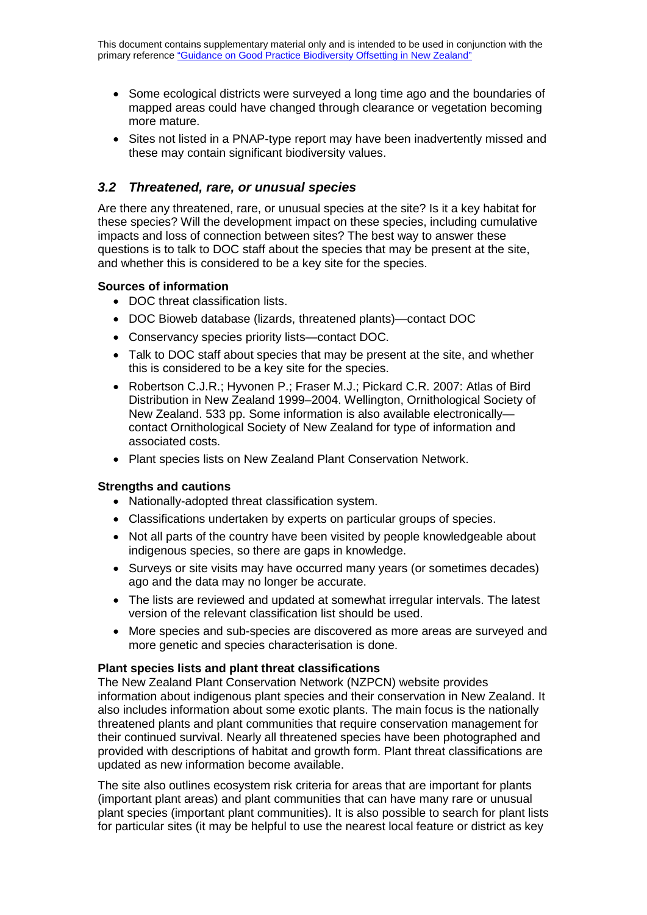- Some ecological districts were surveyed a long time ago and the boundaries of mapped areas could have changed through clearance or vegetation becoming more mature.
- Sites not listed in a PNAP-type report may have been inadvertently missed and these may contain significant biodiversity values.

## *3.2 Threatened, rare, or unusual species*

Are there any threatened, rare, or unusual species at the site? Is it a key habitat for these species? Will the development impact on these species, including cumulative impacts and loss of connection between sites? The best way to answer these questions is to talk to DOC staff about the species that may be present at the site, and whether this is considered to be a key site for the species.

**Sources of information**

- DOC threat classification lists.
- DOC Bioweb database (lizards, threatened plants)—contact DOC
- Conservancy species priority lists—contact DOC.
- Talk to DOC staff about species that may be present at the site, and whether this is considered to be a key site for the species.
- Robertson C.J.R.; Hyvonen P.; Fraser M.J.; Pickard C.R. 2007: Atlas of Bird Distribution in New Zealand 1999–2004. Wellington, Ornithological Society of New Zealand. 533 pp. Some information is also available electronically—contact Ornithological Society of New Zealand for type of information and associated costs.
- Plant species lists on New Zealand Plant Conservation Network.

**Strengths and cautions**

- Nationally-adopted threat classification system.
- Classifications undertaken by experts on particular groups of species.
- Not all parts of the country have been visited by people knowledgeable about indigenous species, so there are gaps in knowledge.
- Surveys or site visits may have occurred many years (or sometimes decades) ago and the data may no longer be accurate.
- The lists are reviewed and updated at somewhat irregular intervals. The latest version of the relevant classification list should be used.
- More species and sub-species are discovered as more areas are surveyed and more genetic and species characterisation is done.

**Plant species lists and plant threat classifications**

The New Zealand Plant Conservation Network (NZPCN) website provides information about indigenous plant species and their conservation in New Zealand. It also includes information about some exotic plants. The main focus is the nationally threatened plants and plant communities that require conservation management for their continued survival. Nearly all threatened species have been photographed and provided with descriptions of habitat and growth form. Plant threat classifications are updated as new information become available.

The site also outlines ecosystem risk criteria for areas that are important for plants (important plant areas) and plant communities that can have many rare or unusual plant species (important plant communities). It is also possible to search for plant lists for particular sites (it may be helpful to use the nearest local feature or district as key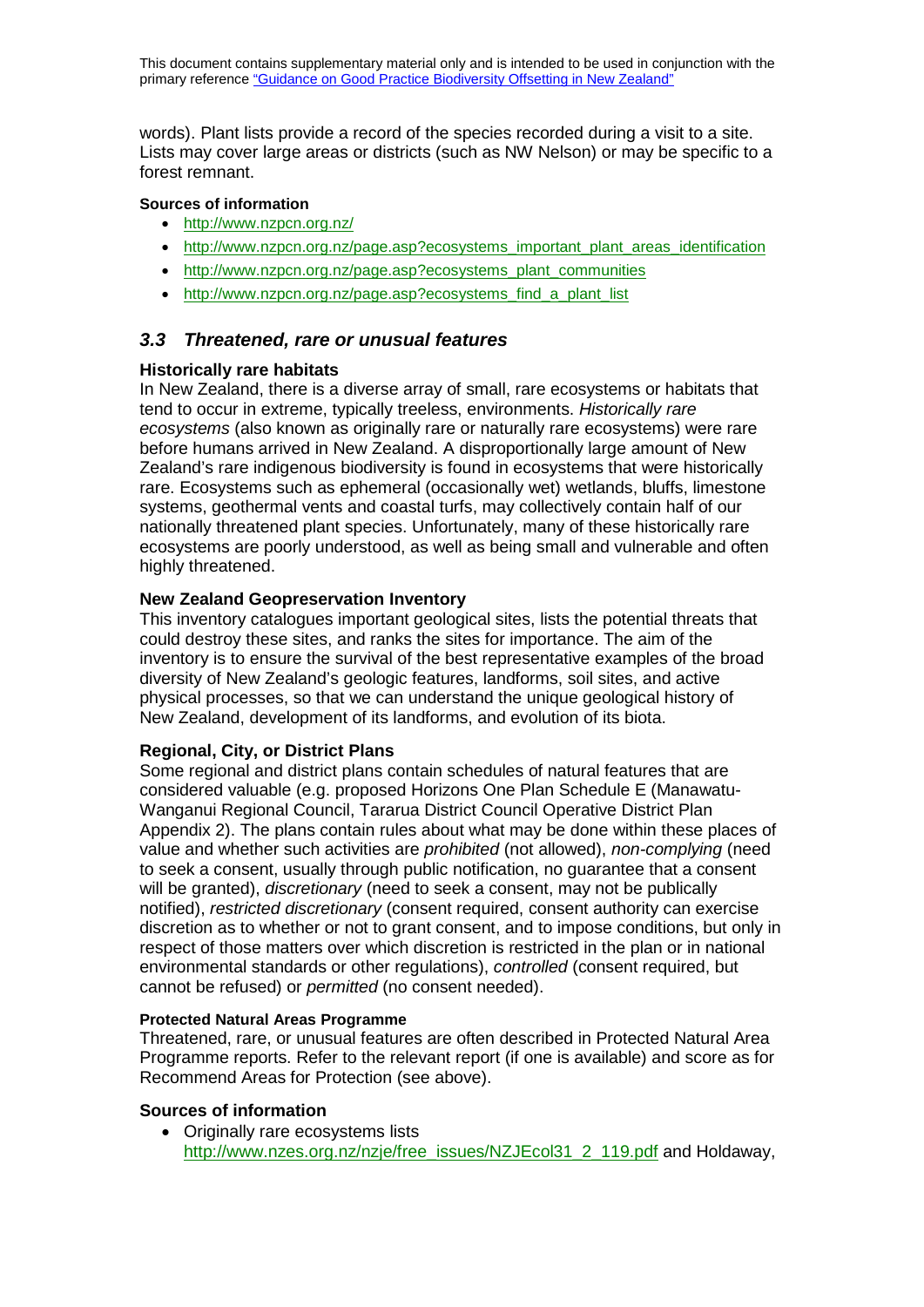words). Plant lists provide a record of the species recorded during a visit to a site. Lists may cover large areas or districts (such as NW Nelson) or may be specific to a forest remnant.

**Sources of information**

- http://www.nzpcn.org.nz/
- http://www.nzpcn.org.nz/page.asp?ecosystems_important_plant_areas_identification
- http://www.nzpcn.org.nz/page.asp?ecosystems_plant_communities
- http://www.nzpcn.org.nz/page.asp?ecosystems_find_a_plant_list

## *3.3 Threatened, rare or unusual features*

**Historically rare habitats**

In New Zealand, there is a diverse array of small, rare ecosystems or habitats that tend to occur in extreme, typically treeless, environments. *Historically rare ecosystems* (also known as originally rare or naturally rare ecosystems) were rare before humans arrived in New Zealand. A disproportionally large amount of New Zealand's rare indigenous biodiversity is found in ecosystems that were historically rare. Ecosystems such as ephemeral (occasionally wet) wetlands, bluffs, limestone systems, geothermal vents and coastal turfs, may collectively contain half of our nationally threatened plant species. Unfortunately, many of these historically rare ecosystems are poorly understood, as well as being small and vulnerable and often highly threatened.

**New Zealand Geopreservation Inventory**

This inventory catalogues important geological sites, lists the potential threats that could destroy these sites, and ranks the sites for importance. The aim of the inventory is to ensure the survival of the best representative examples of the broad diversity of New Zealand's geologic features, landforms, soil sites, and active physical processes, so that we can understand the unique geological history of New Zealand, development of its landforms, and evolution of its biota.

**Regional, City, or District Plans**

Some regional and district plans contain schedules of natural features that are considered valuable (e.g. proposed Horizons One Plan Schedule E (Manawatu-Wanganui Regional Council, Tararua District Council Operative District Plan Appendix 2). The plans contain rules about what may be done within these places of value and whether such activities are *prohibited* (not allowed), *non-complying* (need to seek a consent, usually through public notification, no guarantee that a consent will be granted), *discretionary* (need to seek a consent, may not be publically notified), *restricted discretionary* (consent required, consent authority can exercise discretion as to whether or not to grant consent, and to impose conditions, but only in respect of those matters over which discretion is restricted in the plan or in national environmental standards or other regulations), *controlled* (consent required, but cannot be refused) or *permitted* (no consent needed).

**Protected Natural Areas Programme**

Threatened, rare, or unusual features are often described in Protected Natural Area Programme reports. Refer to the relevant report (if one is available) and score as for Recommend Areas for Protection (see above).

**Sources of information**

- Originally rare ecosystems lists http://www.nzes.org.nz/nzje/free_issues/NZJEcol31_2_119.pdf and Holdaway,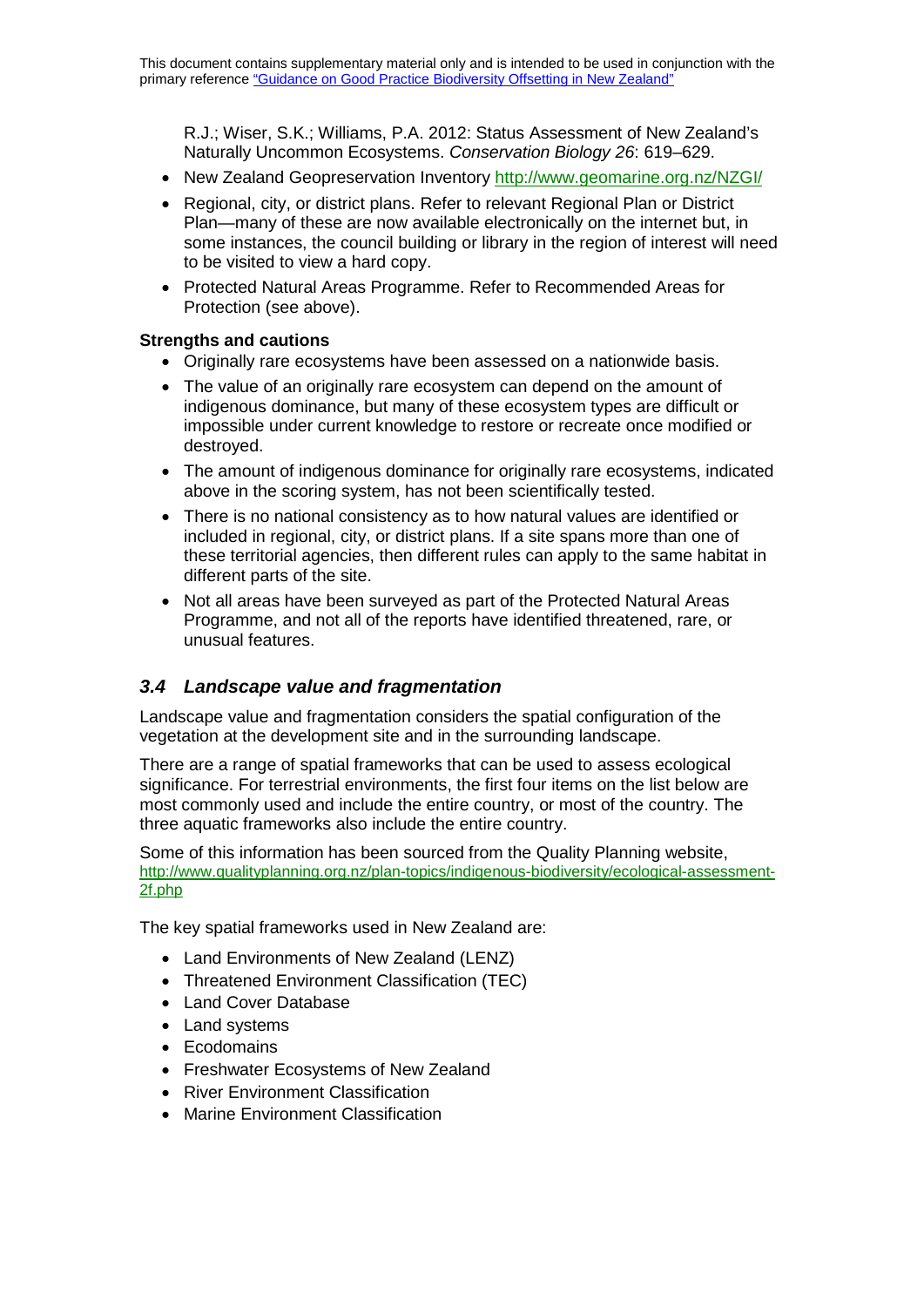R.J.; Wiser, S.K.; Williams, P.A. 2012: Status Assessment of New Zealand's Naturally Uncommon Ecosystems. *Conservation Biology 26*: 619–629.

- New Zealand Geopreservation Inventory http://www.geomarine.org.nz/NZGI/
- Regional, city, or district plans. Refer to relevant Regional Plan or District Plan—many of these are now available electronically on the internet but, in some instances, the council building or library in the region of interest will need to be visited to view a hard copy.
- Protected Natural Areas Programme. Refer to Recommended Areas for Protection (see above).

**Strengths and cautions**

- Originally rare ecosystems have been assessed on a nationwide basis.
- The value of an originally rare ecosystem can depend on the amount of indigenous dominance, but many of these ecosystem types are difficult or impossible under current knowledge to restore or recreate once modified or destroyed.
- The amount of indigenous dominance for originally rare ecosystems, indicated above in the scoring system, has not been scientifically tested.
- There is no national consistency as to how natural values are identified or included in regional, city, or district plans. If a site spans more than one of these territorial agencies, then different rules can apply to the same habitat in different parts of the site.
- Not all areas have been surveyed as part of the Protected Natural Areas Programme, and not all of the reports have identified threatened, rare, or unusual features.

### *3.4 Landscape value and fragmentation*

Landscape value and fragmentation considers the spatial configuration of the vegetation at the development site and in the surrounding landscape.

There are a range of spatial frameworks that can be used to assess ecological significance. For terrestrial environments, the first four items on the list below are most commonly used and include the entire country, or most of the country. The three aquatic frameworks also include the entire country.

Some of this information has been sourced from the Quality Planning website, http://www.qualityplanning.org.nz/plan-topics/indigenous-biodiversity/ecological-assessment-2f.php

The key spatial frameworks used in New Zealand are:

- Land Environments of New Zealand (LENZ)
- Threatened Environment Classification (TEC)
- Land Cover Database
- Land systems
- Ecodomains
- Freshwater Ecosystems of New Zealand
- River Environment Classification
- Marine Environment Classification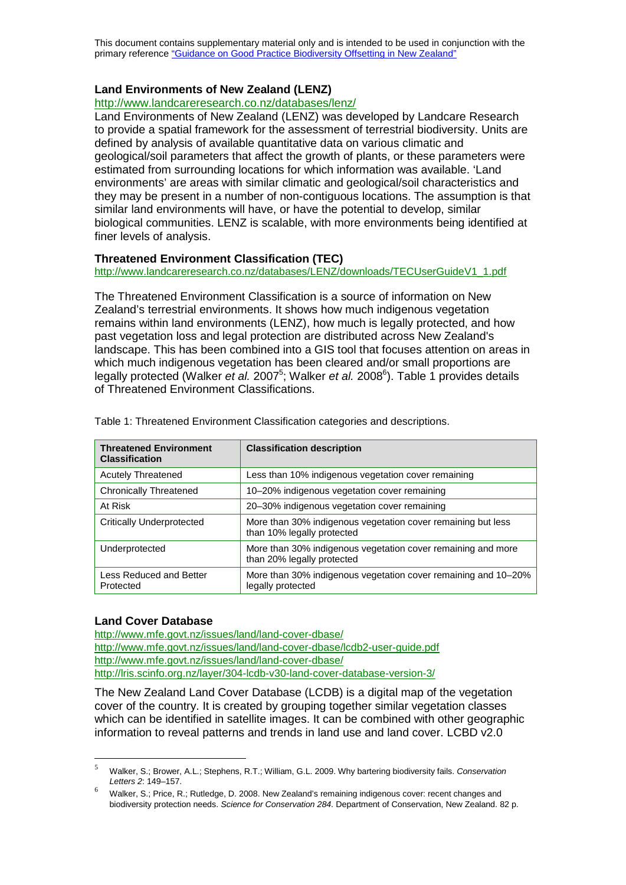This document contains supplementary material only and is intended to be used in conjunction with the primary reference "Guidance on Good Practice Biodiversity Offsetting in New Zealand"

### Land Environments of New Zealand (LENZ)

http://www.landcareresearch.co.nz/databases/lenz/

Land Environments of New Zealand (LENZ) was developed by Landcare Research to provide a spatial framework for the assessment of terrestrial biodiversity. Units are defined by analysis of available quantitative data on various climatic and geological/soil parameters that affect the growth of plants, or these parameters were estimated from surrounding locations for which information was available. 'Land environments' are areas with similar climatic and geological/soil characteristics and they may be present in a number of non-contiguous locations. The assumption is that similar land environments will have, or have the potential to develop, similar biological communities. LENZ is scalable, with more environments being identified at finer levels of analysis.

### Threatened Environment Classification (TEC)

http://www.landcareresearch.co.nz/databases/LENZ/downloads/TECUserGuideV1_1.pdf

The Threatened Environment Classification is a source of information on New Zealand's terrestrial environments. It shows how much indigenous vegetation remains within land environments (LENZ), how much is legally protected, and how past vegetation loss and legal protection are distributed across New Zealand's landscape. This has been combined into a GIS tool that focuses attention on areas in which much indigenous vegetation has been cleared and/or small proportions are legally protected (Walker *et al.* 2007[5]; Walker *et al.* 2008[6]). Table 1 provides details of Threatened Environment Classifications.

Table 1: Threatened Environment Classification categories and descriptions.

| Threatened Environment Classification | Classification description |
|---|---|
| Acutely Threatened | Less than 10% indigenous vegetation cover remaining |
| Chronically Threatened | 10–20% indigenous vegetation cover remaining |
| At Risk | 20–30% indigenous vegetation cover remaining |
| Critically Underprotected | More than 30% indigenous vegetation cover remaining but less than 10% legally protected |
| Underprotected | More than 30% indigenous vegetation cover remaining and more than 20% legally protected |
| Less Reduced and Better Protected | More than 30% indigenous vegetation cover remaining and 10–20% legally protected |

### Land Cover Database

http://www.mfe.govt.nz/issues/land/land-cover-dbase/
http://www.mfe.govt.nz/issues/land/land-cover-dbase/lcdb2-user-guide.pdf
http://www.mfe.govt.nz/issues/land/land-cover-dbase/
http://lris.scinfo.org.nz/layer/304-lcdb-v30-land-cover-database-version-3/

The New Zealand Land Cover Database (LCDB) is a digital map of the vegetation cover of the country. It is created by grouping together similar vegetation classes which can be identified in satellite images. It can be combined with other geographic information to reveal patterns and trends in land use and land cover. LCBD v2.0

---

[5] Walker, S.; Brower, A.L.; Stephens, R.T.; William, G.L. 2009. Why bartering biodiversity fails. *Conservation Letters 2*: 149–157.

[6] Walker, S.; Price, R.; Rutledge, D. 2008. New Zealand's remaining indigenous cover: recent changes and biodiversity protection needs. *Science for Conservation 284.* Department of Conservation, New Zealand. 82 p.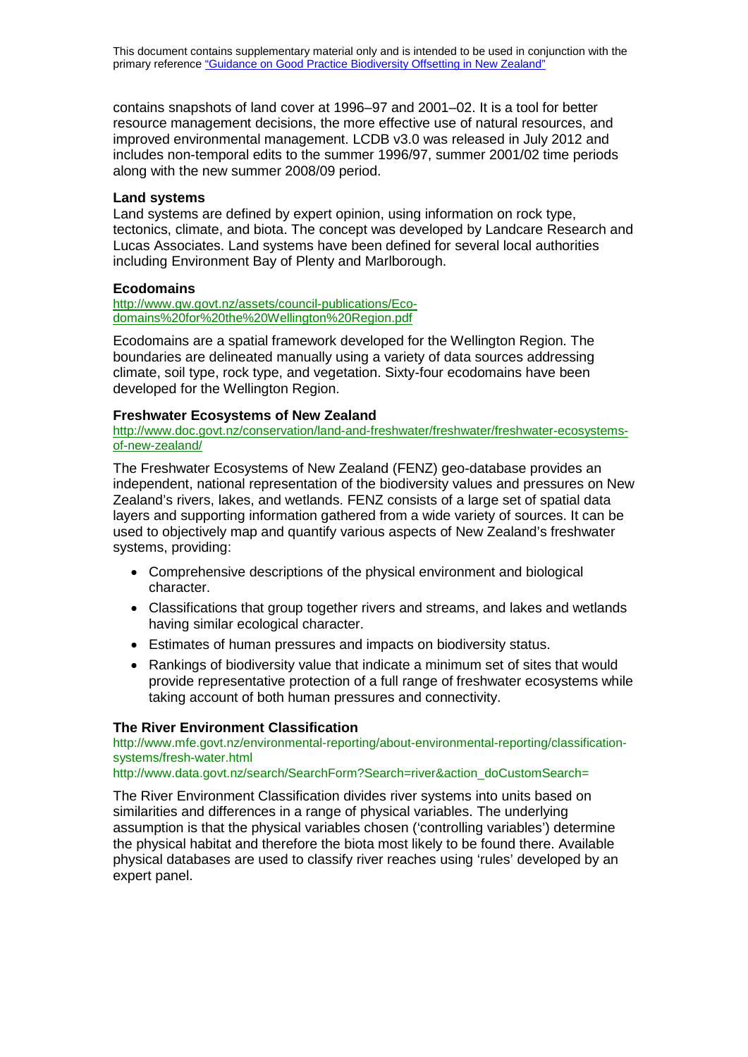contains snapshots of land cover at 1996–97 and 2001–02. It is a tool for better resource management decisions, the more effective use of natural resources, and improved environmental management. LCDB v3.0 was released in July 2012 and includes non-temporal edits to the summer 1996/97, summer 2001/02 time periods along with the new summer 2008/09 period.

**Land systems**

Land systems are defined by expert opinion, using information on rock type, tectonics, climate, and biota. The concept was developed by Landcare Research and Lucas Associates. Land systems have been defined for several local authorities including Environment Bay of Plenty and Marlborough.

**Ecodomains**

http://www.gw.govt.nz/assets/council-publications/Eco-domains%20for%20the%20Wellington%20Region.pdf

Ecodomains are a spatial framework developed for the Wellington Region. The boundaries are delineated manually using a variety of data sources addressing climate, soil type, rock type, and vegetation. Sixty-four ecodomains have been developed for the Wellington Region.

**Freshwater Ecosystems of New Zealand**

http://www.doc.govt.nz/conservation/land-and-freshwater/freshwater/freshwater-ecosystems-of-new-zealand/

The Freshwater Ecosystems of New Zealand (FENZ) geo-database provides an independent, national representation of the biodiversity values and pressures on New Zealand's rivers, lakes, and wetlands. FENZ consists of a large set of spatial data layers and supporting information gathered from a wide variety of sources. It can be used to objectively map and quantify various aspects of New Zealand's freshwater systems, providing:

- Comprehensive descriptions of the physical environment and biological character.
- Classifications that group together rivers and streams, and lakes and wetlands having similar ecological character.
- Estimates of human pressures and impacts on biodiversity status.
- Rankings of biodiversity value that indicate a minimum set of sites that would provide representative protection of a full range of freshwater ecosystems while taking account of both human pressures and connectivity.

**The River Environment Classification**

http://www.mfe.govt.nz/environmental-reporting/about-environmental-reporting/classification-systems/fresh-water.html

http://www.data.govt.nz/search/SearchForm?Search=river&action_doCustomSearch=

The River Environment Classification divides river systems into units based on similarities and differences in a range of physical variables. The underlying assumption is that the physical variables chosen ('controlling variables') determine the physical habitat and therefore the biota most likely to be found there. Available physical databases are used to classify river reaches using 'rules' developed by an expert panel.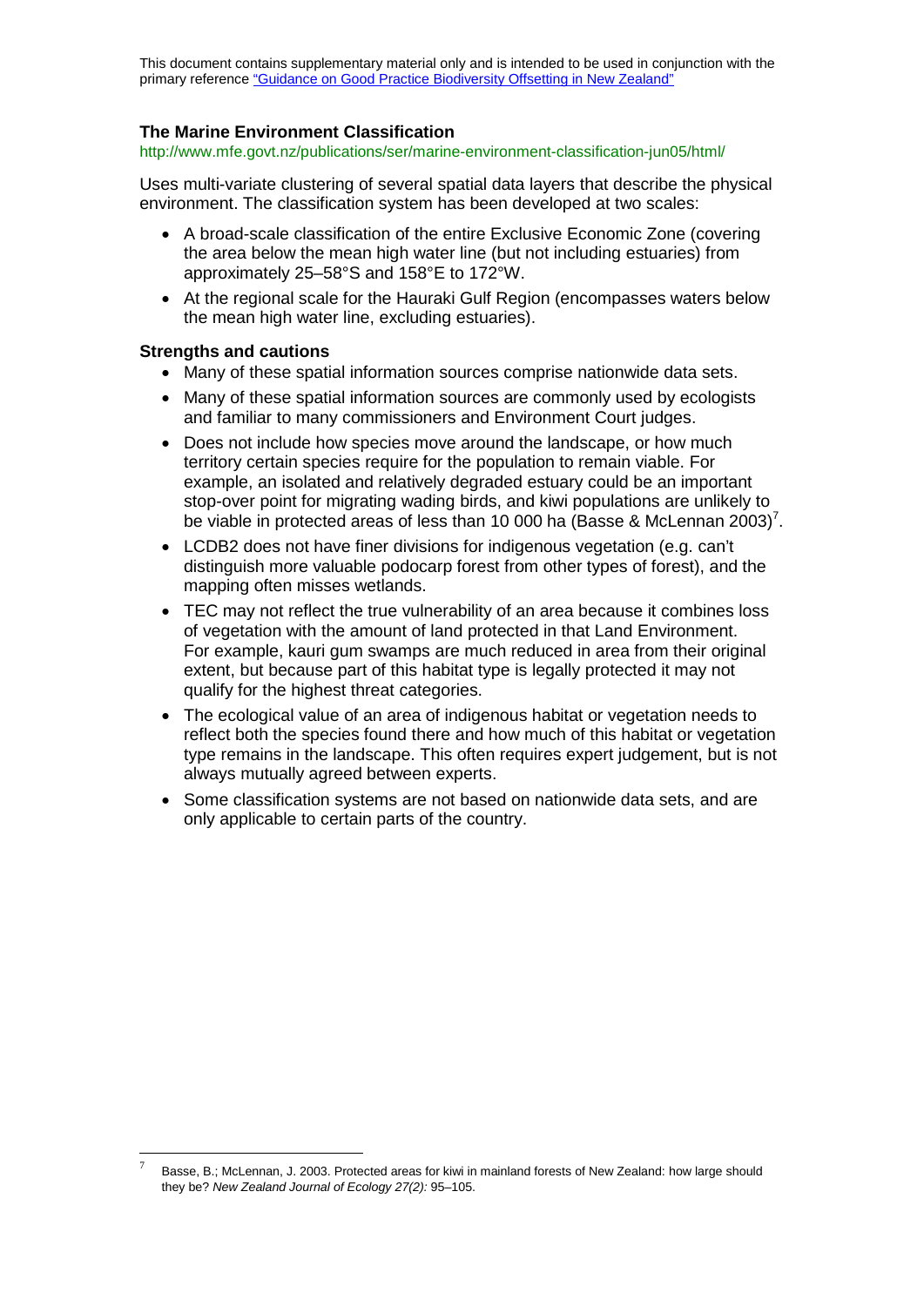This document contains supplementary material only and is intended to be used in conjunction with the primary reference "Guidance on Good Practice Biodiversity Offsetting in New Zealand"

### The Marine Environment Classification

http://www.mfe.govt.nz/publications/ser/marine-environment-classification-jun05/html/

Uses multi-variate clustering of several spatial data layers that describe the physical environment. The classification system has been developed at two scales:

- A broad-scale classification of the entire Exclusive Economic Zone (covering the area below the mean high water line (but not including estuaries) from approximately 25–58°S and 158°E to 172°W.
- At the regional scale for the Hauraki Gulf Region (encompasses waters below the mean high water line, excluding estuaries).

### Strengths and cautions

- Many of these spatial information sources comprise nationwide data sets.
- Many of these spatial information sources are commonly used by ecologists and familiar to many commissioners and Environment Court judges.
- Does not include how species move around the landscape, or how much territory certain species require for the population to remain viable. For example, an isolated and relatively degraded estuary could be an important stop-over point for migrating wading birds, and kiwi populations are unlikely to be viable in protected areas of less than 10 000 ha (Basse & McLennan 2003)[7].
- LCDB2 does not have finer divisions for indigenous vegetation (e.g. can't distinguish more valuable podocarp forest from other types of forest), and the mapping often misses wetlands.
- TEC may not reflect the true vulnerability of an area because it combines loss of vegetation with the amount of land protected in that Land Environment. For example, kauri gum swamps are much reduced in area from their original extent, but because part of this habitat type is legally protected it may not qualify for the highest threat categories.
- The ecological value of an area of indigenous habitat or vegetation needs to reflect both the species found there and how much of this habitat or vegetation type remains in the landscape. This often requires expert judgement, but is not always mutually agreed between experts.
- Some classification systems are not based on nationwide data sets, and are only applicable to certain parts of the country.

---

[7] Basse, B.; McLennan, J. 2003. Protected areas for kiwi in mainland forests of New Zealand: how large should they be? *New Zealand Journal of Ecology 27(2):* 95–105.